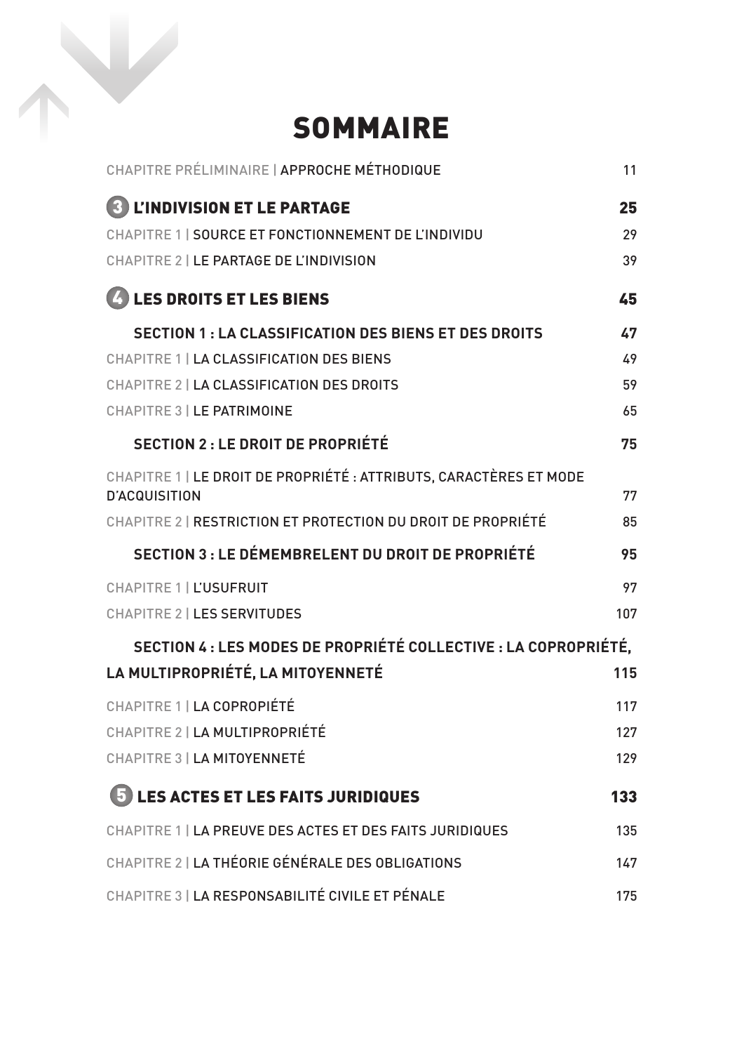# SOMMAIRE

| | |
|---|---|
| CHAPITRE PRÉLIMINAIRE \| APPROCHE MÉTHODIQUE | 11 |
| **3 L'INDIVISION ET LE PARTAGE** | **25** |
| CHAPITRE 1 \| SOURCE ET FONCTIONNEMENT DE L'INDIVIDU | 29 |
| CHAPITRE 2 \| LE PARTAGE DE L'INDIVISION | 39 |
| **4 LES DROITS ET LES BIENS** | **45** |
| **SECTION 1 : LA CLASSIFICATION DES BIENS ET DES DROITS** | **47** |
| CHAPITRE 1 \| LA CLASSIFICATION DES BIENS | 49 |
| CHAPITRE 2 \| LA CLASSIFICATION DES DROITS | 59 |
| CHAPITRE 3 \| LE PATRIMOINE | 65 |
| **SECTION 2 : LE DROIT DE PROPRIÉTÉ** | **75** |
| CHAPITRE 1 \| LE DROIT DE PROPRIÉTÉ : ATTRIBUTS, CARACTÈRES ET MODE D'ACQUISITION | 77 |
| CHAPITRE 2 \| RESTRICTION ET PROTECTION DU DROIT DE PROPRIÉTÉ | 85 |
| **SECTION 3 : LE DÉMEMBRELENT DU DROIT DE PROPRIÉTÉ** | **95** |
| CHAPITRE 1 \| L'USUFRUIT | 97 |
| CHAPITRE 2 \| LES SERVITUDES | 107 |
| **SECTION 4 : LES MODES DE PROPRIÉTÉ COLLECTIVE : LA COPROPRIÉTÉ, LA MULTIPROPRIÉTÉ, LA MITOYENNETÉ** | **115** |
| CHAPITRE 1 \| LA COPROPIÉTÉ | 117 |
| CHAPITRE 2 \| LA MULTIPROPRIÉTÉ | 127 |
| CHAPITRE 3 \| LA MITOYENNETÉ | 129 |
| **5 LES ACTES ET LES FAITS JURIDIQUES** | **133** |
| CHAPITRE 1 \| LA PREUVE DES ACTES ET DES FAITS JURIDIQUES | 135 |
| CHAPITRE 2 \| LA THÉORIE GÉNÉRALE DES OBLIGATIONS | 147 |
| CHAPITRE 3 \| LA RESPONSABILITÉ CIVILE ET PÉNALE | 175 |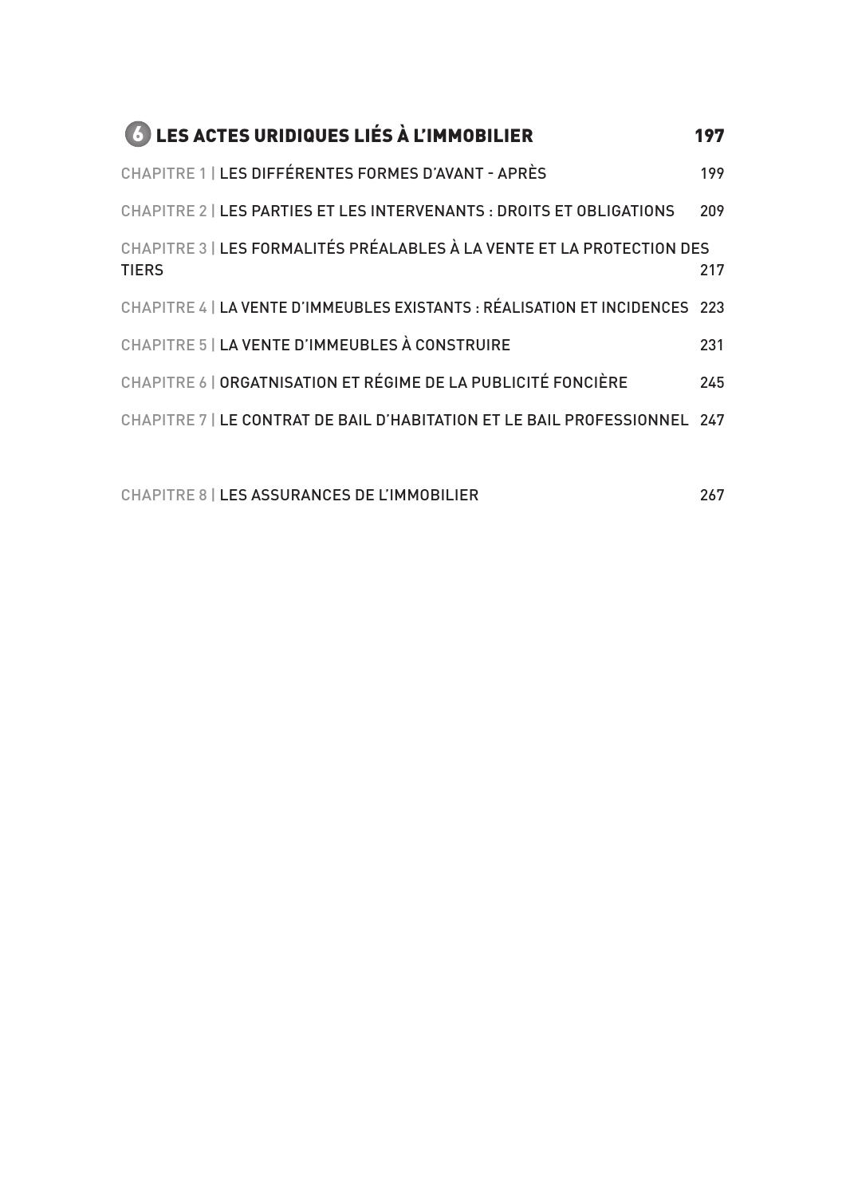## 6 LES ACTES URIDIQUES LIÉS À L'IMMOBILIER 197

CHAPITRE 1 | LES DIFFÉRENTES FORMES D'AVANT - APRÈS 199

CHAPITRE 2 | LES PARTIES ET LES INTERVENANTS : DROITS ET OBLIGATIONS 209

CHAPITRE 3 | LES FORMALITÉS PRÉALABLES À LA VENTE ET LA PROTECTION DES TIERS 217

CHAPITRE 4 | LA VENTE D'IMMEUBLES EXISTANTS : RÉALISATION ET INCIDENCES 223

CHAPITRE 5 | LA VENTE D'IMMEUBLES À CONSTRUIRE 231

CHAPITRE 6 | ORGATNISATION ET RÉGIME DE LA PUBLICITÉ FONCIÈRE 245

CHAPITRE 7 | LE CONTRAT DE BAIL D'HABITATION ET LE BAIL PROFESSIONNEL 247

CHAPITRE 8 | LES ASSURANCES DE L'IMMOBILIER 267